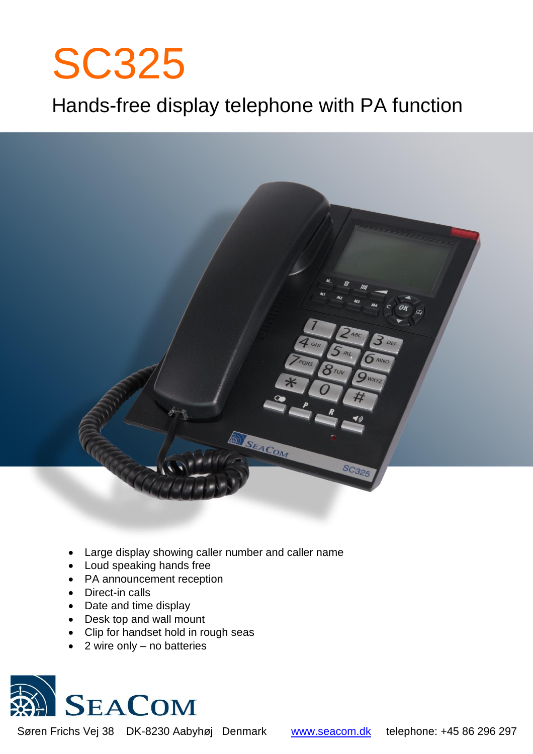# SC325

## Hands-free display telephone with PA function

- Large display showing caller number and caller name
- Loud speaking hands free
- PA announcement reception
- Direct-in calls
- Date and time display
- Desk top and wall mount
- Clip for handset hold in rough seas
- 2 wire only – no batteries

**SEACOM**

Søren Frichs Vej 38 DK-8230 Aabyhøj Denmark [www.seacom.dk](http://www.seacom.dk) telephone: +45 86 296 297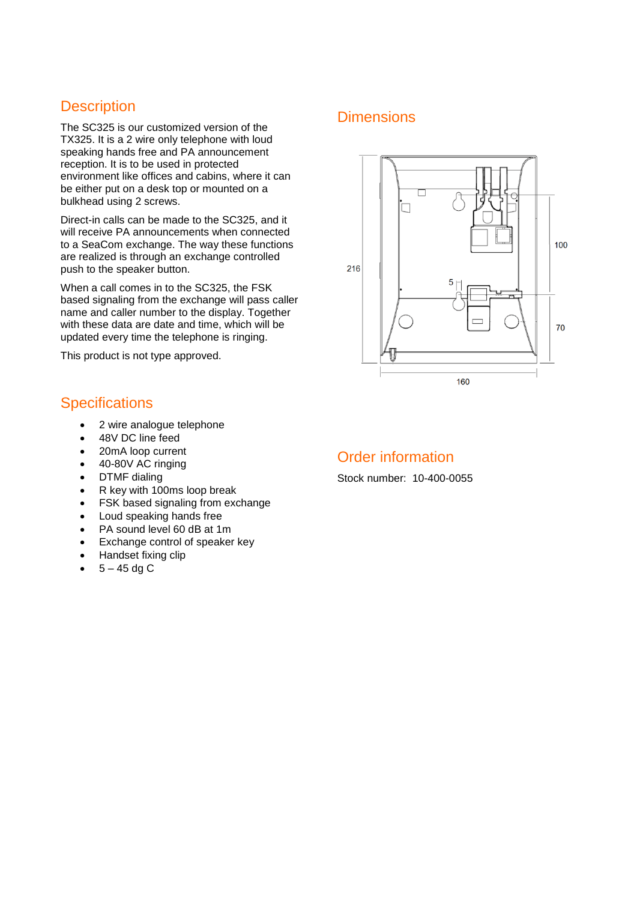## Description

The SC325 is our customized version of the TX325. It is a 2 wire only telephone with loud speaking hands free and PA announcement reception. It is to be used in protected environment like offices and cabins, where it can be either put on a desk top or mounted on a bulkhead using 2 screws.

Direct-in calls can be made to the SC325, and it will receive PA announcements when connected to a SeaCom exchange. The way these functions are realized is through an exchange controlled push to the speaker button.

When a call comes in to the SC325, the FSK based signaling from the exchange will pass caller name and caller number to the display. Together with these data are date and time, which will be updated every time the telephone is ringing.

This product is not type approved.

## Specifications

- 2 wire analogue telephone
- 48V DC line feed
- 20mA loop current
- 40-80V AC ringing
- DTMF dialing
- R key with 100ms loop break
- FSK based signaling from exchange
- Loud speaking hands free
- PA sound level 60 dB at 1m
- Exchange control of speaker key
- Handset fixing clip
- 5 – 45 dg C

## Dimensions

216

100

5

70

160

## Order information

Stock number: 10-400-0055